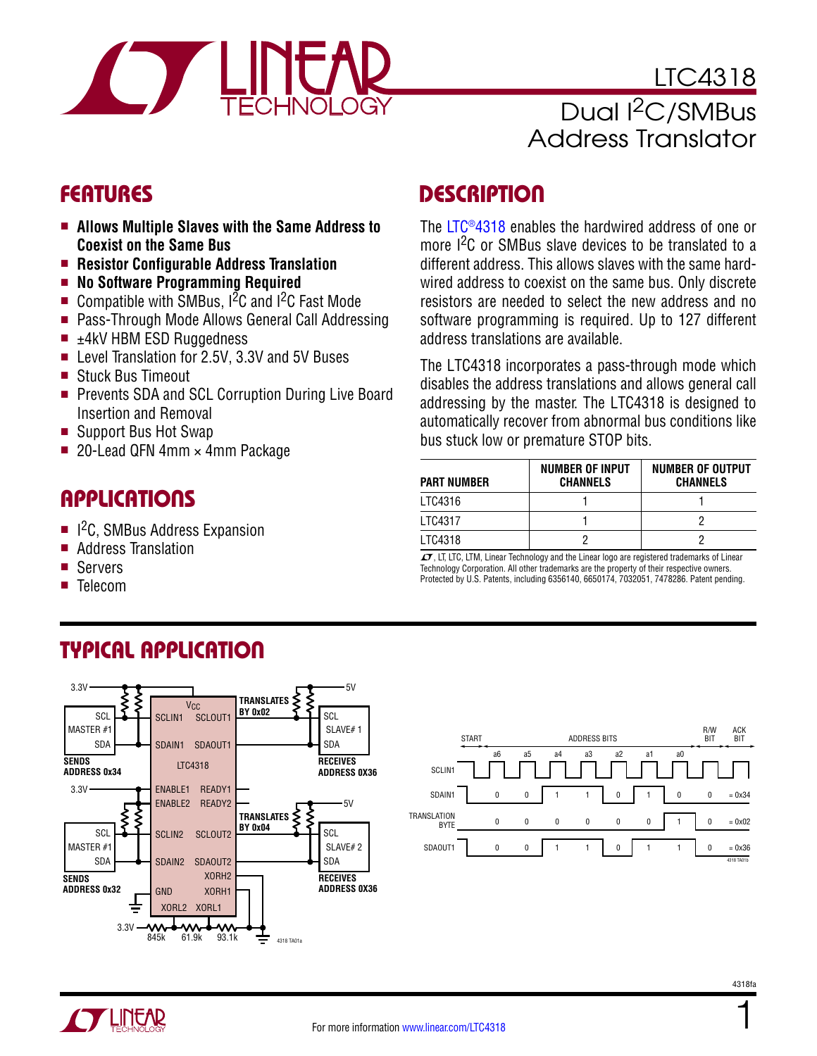# LTC4318

## Dual I²C/SMBus Address Translator

## FEATURES

- **Allows Multiple Slaves with the Same Address to Coexist on the Same Bus**
- **Resistor Configurable Address Translation**
- **No Software Programming Required**
- Compatible with SMBus, I²C and I²C Fast Mode
- Pass-Through Mode Allows General Call Addressing
- ±4kV HBM ESD Ruggedness
- Level Translation for 2.5V, 3.3V and 5V Buses
- Stuck Bus Timeout
- Prevents SDA and SCL Corruption During Live Board Insertion and Removal
- Support Bus Hot Swap
- 20-Lead QFN 4mm × 4mm Package

## APPLICATIONS

- I²C, SMBus Address Expansion
- Address Translation
- Servers
- Telecom

## DESCRIPTION

The LTC®4318 enables the hardwired address of one or more I²C or SMBus slave devices to be translated to a different address. This allows slaves with the same hardwired address to coexist on the same bus. Only discrete resistors are needed to select the new address and no software programming is required. Up to 127 different address translations are available.

The LTC4318 incorporates a pass-through mode which disables the address translations and allows general call addressing by the master. The LTC4318 is designed to automatically recover from abnormal bus conditions like bus stuck low or premature STOP bits.

| PART NUMBER | NUMBER OF INPUT CHANNELS | NUMBER OF OUTPUT CHANNELS |
|---|---|---|
| LTC4316 | 1 | 1 |
| LTC4317 | 1 | 2 |
| LTC4318 | 2 | 2 |

LT, LTC, LTM, Linear Technology and the Linear logo are registered trademarks of Linear Technology Corporation. All other trademarks are the property of their respective owners. Protected by U.S. Patents, including 6356140, 6650174, 7032051, 7478286. Patent pending.

## TYPICAL APPLICATION

3.3V, MASTER #1 (SCL, SDA) SENDS ADDRESS 0x34 → SCLIN1/SDAIN1 — LTC4318 — SCLOUT1/SDAOUT1, TRANSLATES BY 0x02 → SLAVE# 1 (SCL, SDA), 5V, RECEIVES ADDRESS 0X36

3.3V, MASTER #1 (SCL, SDA) SENDS ADDRESS 0x32 → SCLIN2/SDAIN2 — SCLOUT2/SDAOUT2, TRANSLATES BY 0x04 → SLAVE# 2 (SCL, SDA), 5V, RECEIVES ADDRESS 0X36

Pins: VCC, ENABLE1, ENABLE2, READY1, READY2, XORH2, XORH1, GND, XORL2, XORL1; resistors 3.3V — 845k — 61.9k — 93.1k

4318 TA01a

| | START | a6 | a5 | a4 | a3 | a2 | a1 | a0 | R/W BIT | ACK BIT | |
|---|---|---|---|---|---|---|---|---|---|---|---|
| SDAIN1 | | 0 | 0 | 1 | 1 | 0 | 1 | 0 | 0 | | = 0x34 |
| TRANSLATION BYTE | | 0 | 0 | 0 | 0 | 0 | 0 | 1 | 0 | | = 0x02 |
| SDAOUT1 | | 0 | 0 | 1 | 1 | 0 | 1 | 1 | 0 | | = 0x36 |

4318 TA01b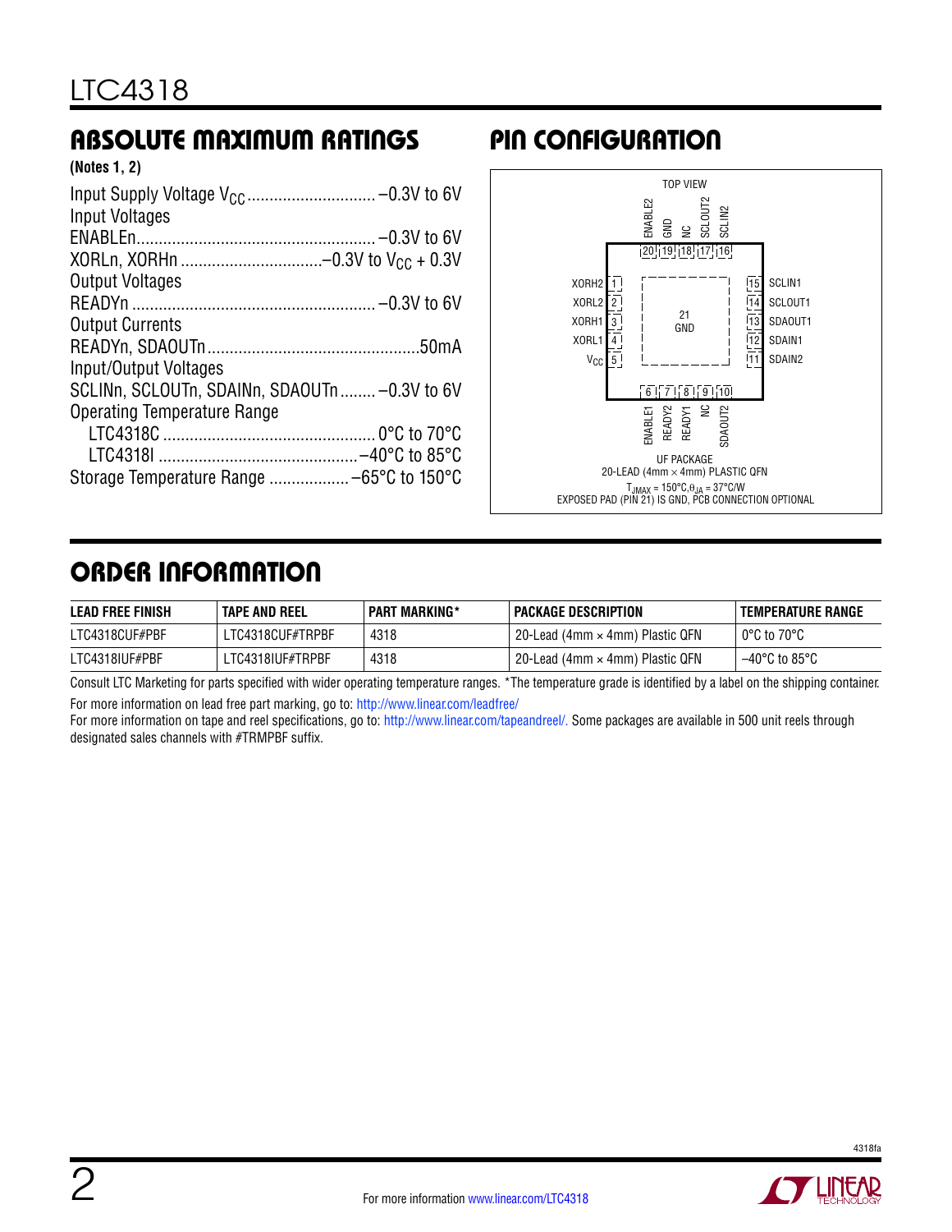## ABSOLUTE MAXIMUM RATINGS

**(Notes 1, 2)**

Input Supply Voltage $V_{CC}$ .......................... –0.3V to 6V
Input Voltages
ENABLEn ................................................. –0.3V to 6V
XORLn, XORHn ........................... –0.3V to $V_{CC}$ + 0.3V
Output Voltages
READYn ................................................. –0.3V to 6V
Output Currents
READYn, SDAOUTn ..........................................50mA
Input/Output Voltages
SCLINn, SCLOUTn, SDAINn, SDAOUTn ........ –0.3V to 6V
Operating Temperature Range
LTC4318C ........................................... 0°C to 70°C
LTC4318I ......................................... –40°C to 85°C
Storage Temperature Range ................ –65°C to 150°C

## PIN CONFIGURATION

TOP VIEW

| Pin | Name |
|---|---|
| 1 | XORH2 |
| 2 | XORL2 |
| 3 | XORH1 |
| 4 | XORL1 |
| 5 | $V_{CC}$ |
| 6 | ENABLE1 |
| 7 | READY2 |
| 8 | READY1 |
| 9 | NC |
| 10 | SDAOUT2 |
| 11 | SDAIN2 |
| 12 | SDAIN1 |
| 13 | SDAOUT1 |
| 14 | SCLOUT1 |
| 15 | SCLIN1 |
| 16 | SCLIN2 |
| 17 | SCLOUT2 |
| 18 | NC |
| 19 | GND |
| 20 | ENABLE2 |
| 21 | GND |

UF PACKAGE
20-LEAD (4mm × 4mm) PLASTIC QFN
$T_{JMAX} = 150°C, \theta_{JA} = 37°C/W$
EXPOSED PAD (PIN 21) IS GND, PCB CONNECTION OPTIONAL

## ORDER INFORMATION

| LEAD FREE FINISH | TAPE AND REEL | PART MARKING* | PACKAGE DESCRIPTION | TEMPERATURE RANGE |
|---|---|---|---|---|
| LTC4318CUF#PBF | LTC4318CUF#TRPBF | 4318 | 20-Lead (4mm × 4mm) Plastic QFN | 0°C to 70°C |
| LTC4318IUF#PBF | LTC4318IUF#TRPBF | 4318 | 20-Lead (4mm × 4mm) Plastic QFN | –40°C to 85°C |

Consult LTC Marketing for parts specified with wider operating temperature ranges. *The temperature grade is identified by a label on the shipping container.

For more information on lead free part marking, go to: http://www.linear.com/leadfree/

For more information on tape and reel specifications, go to: http://www.linear.com/tapeandreel/. Some packages are available in 500 unit reels through designated sales channels with #TRMPBF suffix.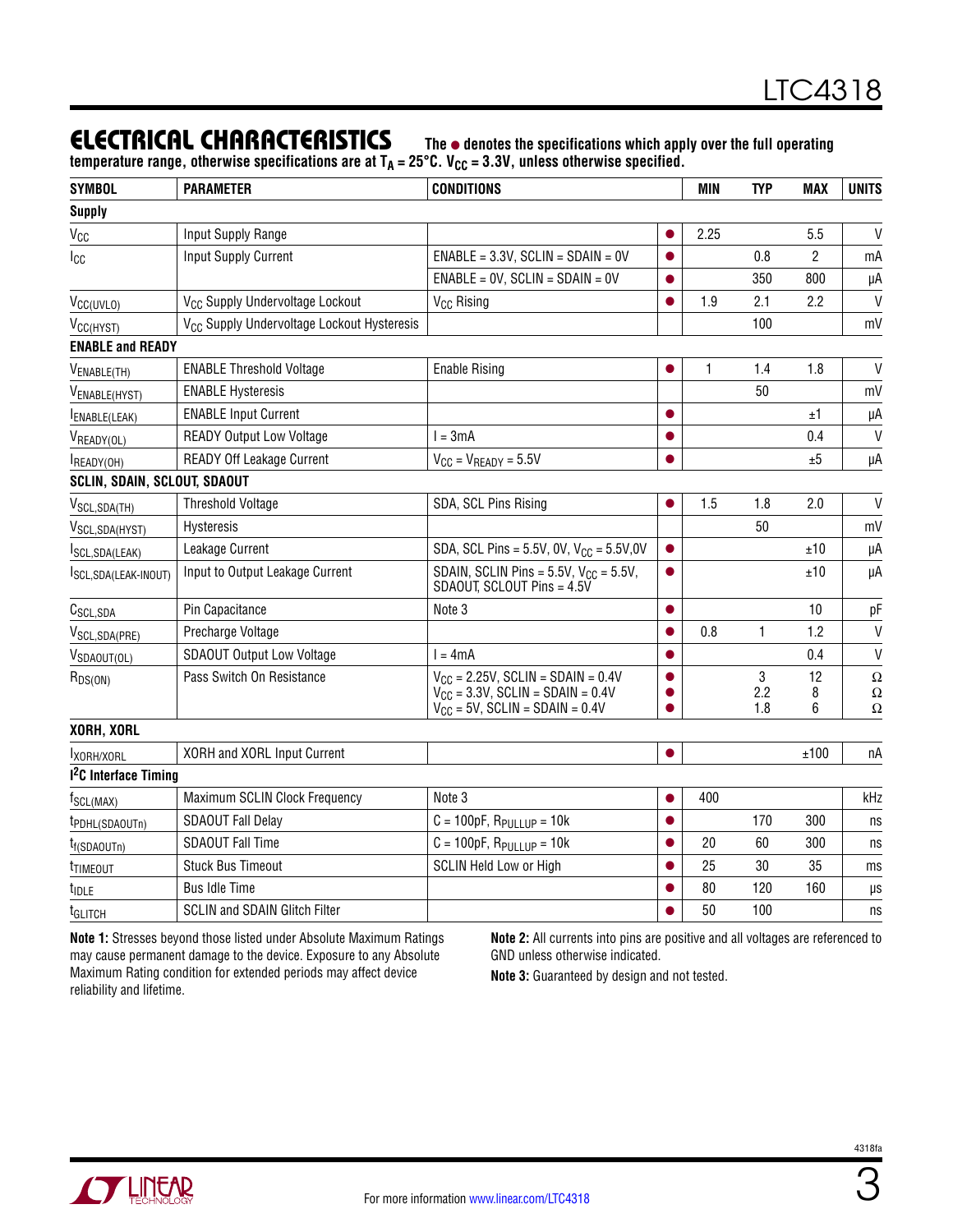## ELECTRICAL CHARACTERISTICS

**The ● denotes the specifications which apply over the full operating temperature range, otherwise specifications are at $T_A$ = 25°C. $V_{CC}$ = 3.3V, unless otherwise specified.**

| SYMBOL | PARAMETER | CONDITIONS | | MIN | TYP | MAX | UNITS |
|---|---|---|---|---|---|---|---|
| **Supply** | | | | | | | |
| $V_{CC}$ | Input Supply Range | | ● | 2.25 | | 5.5 | V |
| $I_{CC}$ | Input Supply Current | ENABLE = 3.3V, SCLIN = SDAIN = 0V | ● | | 0.8 | 2 | mA |
| | | ENABLE = 0V, SCLIN = SDAIN = 0V | ● | | 350 | 800 | µA |
| $V_{CC(UVLO)}$ | $V_{CC}$ Supply Undervoltage Lockout | $V_{CC}$ Rising | ● | 1.9 | 2.1 | 2.2 | V |
| $V_{CC(HYST)}$ | $V_{CC}$ Supply Undervoltage Lockout Hysteresis | | | | 100 | | mV |
| **ENABLE and READY** | | | | | | | |
| $V_{ENABLE(TH)}$ | ENABLE Threshold Voltage | Enable Rising | ● | 1 | 1.4 | 1.8 | V |
| $V_{ENABLE(HYST)}$ | ENABLE Hysteresis | | | | 50 | | mV |
| $I_{ENABLE(LEAK)}$ | ENABLE Input Current | | ● | | | ±1 | µA |
| $V_{READY(OL)}$ | READY Output Low Voltage | I = 3mA | ● | | | 0.4 | V |
| $I_{READY(OH)}$ | READY Off Leakage Current | $V_{CC}$ = $V_{READY}$ = 5.5V | ● | | | ±5 | µA |
| **SCLIN, SDAIN, SCLOUT, SDAOUT** | | | | | | | |
| $V_{SCL,SDA(TH)}$ | Threshold Voltage | SDA, SCL Pins Rising | ● | 1.5 | 1.8 | 2.0 | V |
| $V_{SCL,SDA(HYST)}$ | Hysteresis | | | | 50 | | mV |
| $I_{SCL,SDA(LEAK)}$ | Leakage Current | SDA, SCL Pins = 5.5V, 0V, $V_{CC}$ = 5.5V,0V | ● | | | ±10 | µA |
| $I_{SCL,SDA(LEAK-INOUT)}$ | Input to Output Leakage Current | SDAIN, SCLIN Pins = 5.5V, $V_{CC}$ = 5.5V, SDAOUT, SCLOUT Pins = 4.5V | ● | | | ±10 | µA |
| $C_{SCL,SDA}$ | Pin Capacitance | Note 3 | ● | | | 10 | pF |
| $V_{SCL,SDA(PRE)}$ | Precharge Voltage | | ● | 0.8 | 1 | 1.2 | V |
| $V_{SDAOUT(OL)}$ | SDAOUT Output Low Voltage | I = 4mA | ● | | | 0.4 | V |
| $R_{DS(ON)}$ | Pass Switch On Resistance | $V_{CC}$ = 2.25V, SCLIN = SDAIN = 0.4V<br>$V_{CC}$ = 3.3V, SCLIN = SDAIN = 0.4V<br>$V_{CC}$ = 5V, SCLIN = SDAIN = 0.4V | ●<br>●<br>● | | 3<br>2.2<br>1.8 | 12<br>8<br>6 | Ω<br>Ω<br>Ω |
| **XORH, XORL** | | | | | | | |
| $I_{XORH/XORL}$ | XORH and XORL Input Current | | ● | | | ±100 | nA |
| **I²C Interface Timing** | | | | | | | |
| $f_{SCL(MAX)}$ | Maximum SCLIN Clock Frequency | Note 3 | ● | 400 | | | kHz |
| $t_{PDHL(SDAOUTn)}$ | SDAOUT Fall Delay | C = 100pF, $R_{PULLUP}$ = 10k | ● | | 170 | 300 | ns |
| $t_{f(SDAOUTn)}$ | SDAOUT Fall Time | C = 100pF, $R_{PULLUP}$ = 10k | ● | 20 | 60 | 300 | ns |
| $t_{TIMEOUT}$ | Stuck Bus Timeout | SCLIN Held Low or High | ● | 25 | 30 | 35 | ms |
| $t_{IDLE}$ | Bus Idle Time | | ● | 80 | 120 | 160 | µs |
| $t_{GLITCH}$ | SCLIN and SDAIN Glitch Filter | | ● | 50 | 100 | | ns |

**Note 1:** Stresses beyond those listed under Absolute Maximum Ratings may cause permanent damage to the device. Exposure to any Absolute Maximum Rating condition for extended periods may affect device reliability and lifetime.

**Note 2:** All currents into pins are positive and all voltages are referenced to GND unless otherwise indicated.

**Note 3:** Guaranteed by design and not tested.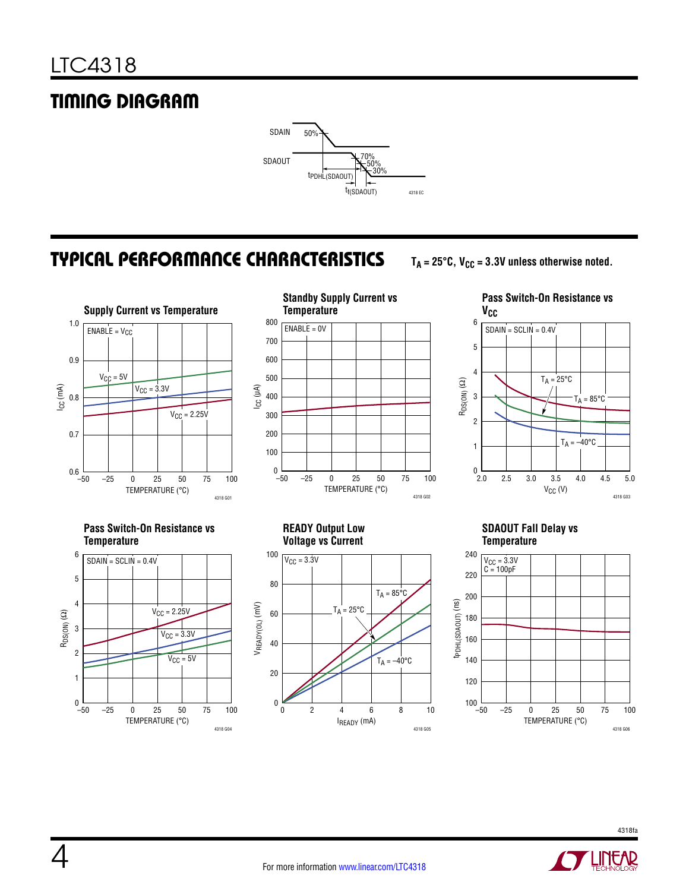## TIMING DIAGRAM

SDAIN 50%

SDAOUT 70% 50% 30%

$t_{PDHL(SDAOUT)}$

$t_{f(SDAOUT)}$

4318 EC

## TYPICAL PERFORMANCE CHARACTERISTICS

$T_A = 25°C$, $V_{CC} = 3.3V$ unless otherwise noted.

**Supply Current vs Temperature**

ENABLE = $V_{CC}$; curves: $V_{CC}$ = 5V, $V_{CC}$ = 3.3V, $V_{CC}$ = 2.25V. Y-axis: $I_{CC}$ (mA), 0.6 to 1.0. X-axis: TEMPERATURE (°C), –50 to 100.

4318 G01

**Standby Supply Current vs Temperature**

ENABLE = 0V. Y-axis: $I_{CC}$ (µA), 0 to 800. X-axis: TEMPERATURE (°C), –50 to 100.

4318 G02

**Pass Switch-On Resistance vs $V_{CC}$**

SDAIN = SCLIN = 0.4V; curves: $T_A$ = 25°C, $T_A$ = 85°C, $T_A$ = –40°C. Y-axis: $R_{DS(ON)}$ (Ω), 0 to 6. X-axis: $V_{CC}$ (V), 2.0 to 5.0.

4318 G03

**Pass Switch-On Resistance vs Temperature**

SDAIN = SCLIN = 0.4V; curves: $V_{CC}$ = 2.25V, $V_{CC}$ = 3.3V, $V_{CC}$ = 5V. Y-axis: $R_{DS(ON)}$ (Ω), 0 to 6. X-axis: TEMPERATURE (°C), –50 to 100.

4318 G04

**READY Output Low Voltage vs Current**

$V_{CC}$ = 3.3V; curves: $T_A$ = 85°C, $T_A$ = 25°C, $T_A$ = –40°C. Y-axis: $V_{READY(OL)}$ (mV), 0 to 100. X-axis: $I_{READY}$ (mA), 0 to 10.

4318 G05

**SDAOUT Fall Delay vs Temperature**

$V_{CC}$ = 3.3V, C = 100pF. Y-axis: $t_{PDHL(SDAOUT)}$ (ns), 100 to 240. X-axis: TEMPERATURE (°C), –50 to 100.

4318 G06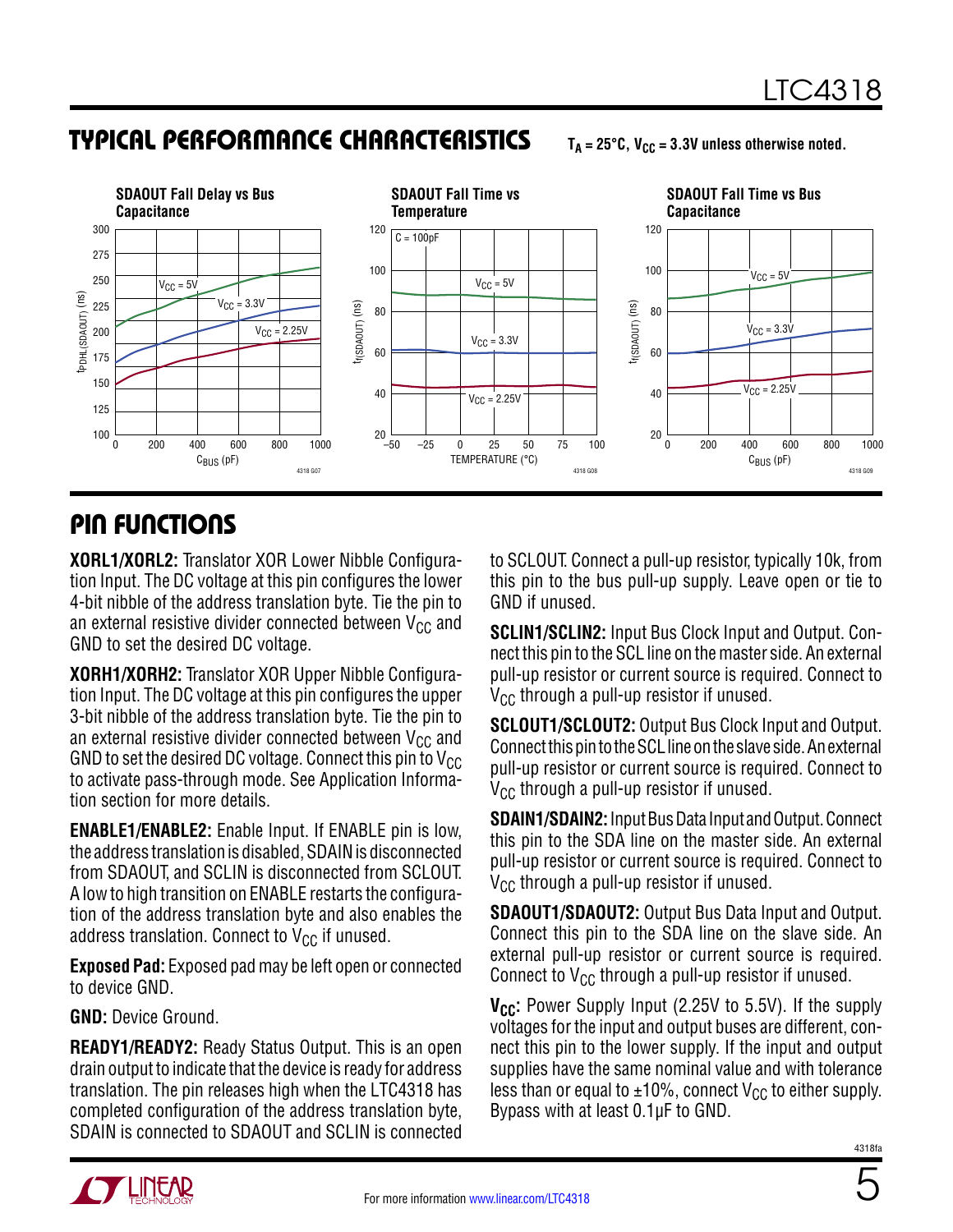## TYPICAL PERFORMANCE CHARACTERISTICS

$T_A = 25°C$, $V_{CC} = 3.3V$ unless otherwise noted.

SDAOUT Fall Delay vs Bus Capacitance

SDAOUT Fall Time vs Temperature

SDAOUT Fall Time vs Bus Capacitance

## PIN FUNCTIONS

**XORL1/XORL2:** Translator XOR Lower Nibble Configuration Input. The DC voltage at this pin configures the lower 4-bit nibble of the address translation byte. Tie the pin to an external resistive divider connected between $V_{CC}$ and GND to set the desired DC voltage.

**XORH1/XORH2:** Translator XOR Upper Nibble Configuration Input. The DC voltage at this pin configures the upper 3-bit nibble of the address translation byte. Tie the pin to an external resistive divider connected between $V_{CC}$ and GND to set the desired DC voltage. Connect this pin to $V_{CC}$ to activate pass-through mode. See Application Information section for more details.

**ENABLE1/ENABLE2:** Enable Input. If ENABLE pin is low, the address translation is disabled, SDAIN is disconnected from SDAOUT, and SCLIN is disconnected from SCLOUT. A low to high transition on ENABLE restarts the configuration of the address translation byte and also enables the address translation. Connect to $V_{CC}$ if unused.

**Exposed Pad:** Exposed pad may be left open or connected to device GND.

**GND:** Device Ground.

**READY1/READY2:** Ready Status Output. This is an open drain output to indicate that the device is ready for address translation. The pin releases high when the LTC4318 has completed configuration of the address translation byte, SDAIN is connected to SDAOUT and SCLIN is connected to SCLOUT. Connect a pull-up resistor, typically 10k, from this pin to the bus pull-up supply. Leave open or tie to GND if unused.

**SCLIN1/SCLIN2:** Input Bus Clock Input and Output. Connect this pin to the SCL line on the master side. An external pull-up resistor or current source is required. Connect to $V_{CC}$ through a pull-up resistor if unused.

**SCLOUT1/SCLOUT2:** Output Bus Clock Input and Output. Connect this pin to the SCL line on the slave side. An external pull-up resistor or current source is required. Connect to $V_{CC}$ through a pull-up resistor if unused.

**SDAIN1/SDAIN2:** Input Bus Data Input and Output. Connect this pin to the SDA line on the master side. An external pull-up resistor or current source is required. Connect to $V_{CC}$ through a pull-up resistor if unused.

**SDAOUT1/SDAOUT2:** Output Bus Data Input and Output. Connect this pin to the SDA line on the slave side. An external pull-up resistor or current source is required. Connect to $V_{CC}$ through a pull-up resistor if unused.

**$V_{CC}$:** Power Supply Input (2.25V to 5.5V). If the supply voltages for the input and output buses are different, connect this pin to the lower supply. If the input and output supplies have the same nominal value and with tolerance less than or equal to ±10%, connect $V_{CC}$ to either supply. Bypass with at least 0.1µF to GND.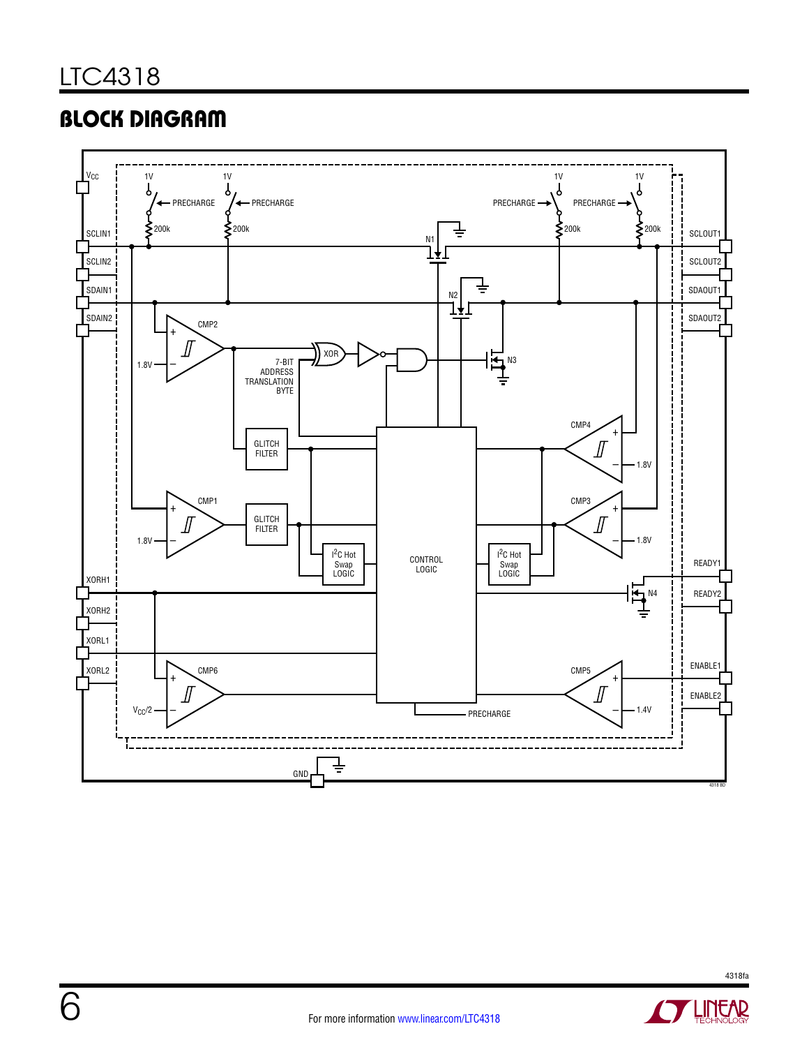## BLOCK DIAGRAM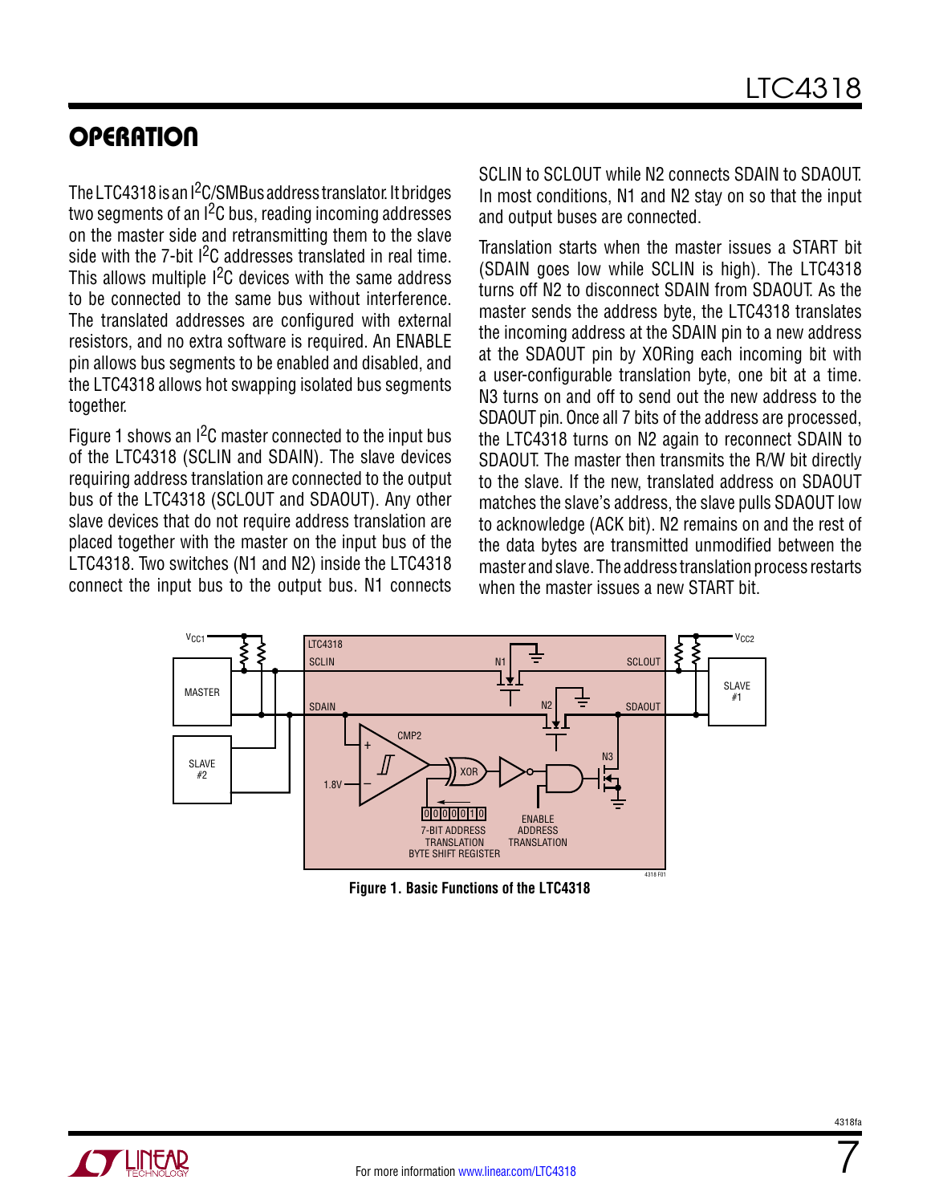## OPERATION

The LTC4318 is an $I^2C$/SMBus address translator. It bridges two segments of an $I^2C$ bus, reading incoming addresses on the master side and retransmitting them to the slave side with the 7-bit $I^2C$ addresses translated in real time. This allows multiple $I^2C$ devices with the same address to be connected to the same bus without interference. The translated addresses are configured with external resistors, and no extra software is required. An ENABLE pin allows bus segments to be enabled and disabled, and the LTC4318 allows hot swapping isolated bus segments together.

Figure 1 shows an $I^2C$ master connected to the input bus of the LTC4318 (SCLIN and SDAIN). The slave devices requiring address translation are connected to the output bus of the LTC4318 (SCLOUT and SDAOUT). Any other slave devices that do not require address translation are placed together with the master on the input bus of the LTC4318. Two switches (N1 and N2) inside the LTC4318 connect the input bus to the output bus. N1 connects SCLIN to SCLOUT while N2 connects SDAIN to SDAOUT. In most conditions, N1 and N2 stay on so that the input and output buses are connected.

Translation starts when the master issues a START bit (SDAIN goes low while SCLIN is high). The LTC4318 turns off N2 to disconnect SDAIN from SDAOUT. As the master sends the address byte, the LTC4318 translates the incoming address at the SDAIN pin to a new address at the SDAOUT pin by XORing each incoming bit with a user-configurable translation byte, one bit at a time. N3 turns on and off to send out the new address to the SDAOUT pin. Once all 7 bits of the address are processed, the LTC4318 turns on N2 again to reconnect SDAIN to SDAOUT. The master then transmits the R/W bit directly to the slave. If the new, translated address on SDAOUT matches the slave's address, the slave pulls SDAOUT low to acknowledge (ACK bit). N2 remains on and the rest of the data bytes are transmitted unmodified between the master and slave. The address translation process restarts when the master issues a new START bit.

**Figure 1. Basic Functions of the LTC4318**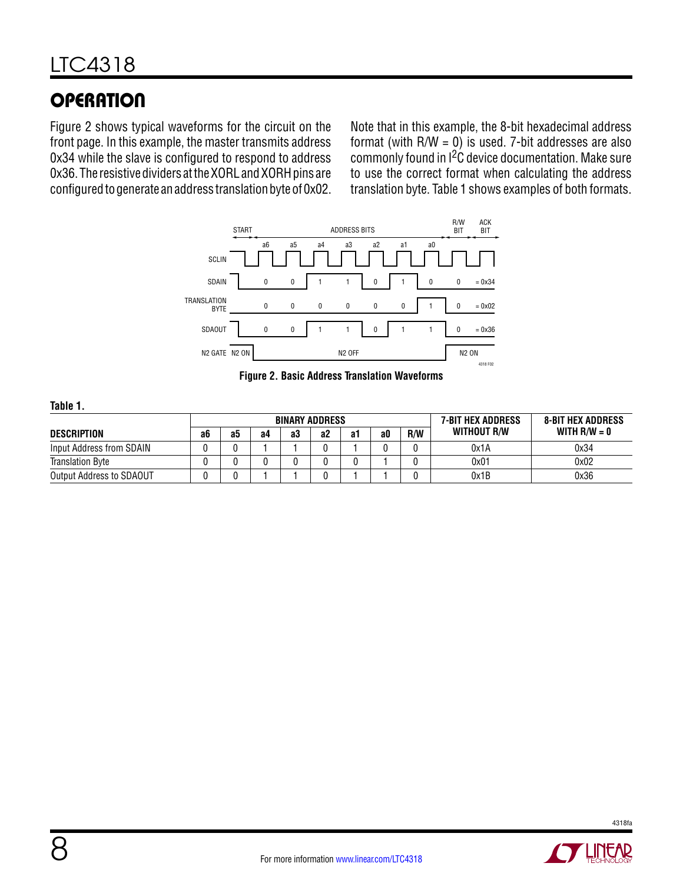## OPERATION

Figure 2 shows typical waveforms for the circuit on the front page. In this example, the master transmits address 0x34 while the slave is configured to respond to address 0x36. The resistive dividers at the XORL and XORH pins are configured to generate an address translation byte of 0x02.

Note that in this example, the 8-bit hexadecimal address format (with R/W = 0) is used. 7-bit addresses are also commonly found in I²C device documentation. Make sure to use the correct format when calculating the address translation byte. Table 1 shows examples of both formats.

Figure 2. Basic Address Translation Waveforms

**Table 1.**

| DESCRIPTION | BINARY ADDRESS | | | | | | | | 7-BIT HEX ADDRESS WITHOUT R/W | 8-BIT HEX ADDRESS WITH R/W = 0 |
|---|---|---|---|---|---|---|---|---|---|---|
| | a6 | a5 | a4 | a3 | a2 | a1 | a0 | R/W | | |
| Input Address from SDAIN | 0 | 0 | 1 | 1 | 0 | 1 | 0 | 0 | 0x1A | 0x34 |
| Translation Byte | 0 | 0 | 0 | 0 | 0 | 0 | 1 | 0 | 0x01 | 0x02 |
| Output Address to SDAOUT | 0 | 0 | 1 | 1 | 0 | 1 | 1 | 0 | 0x1B | 0x36 |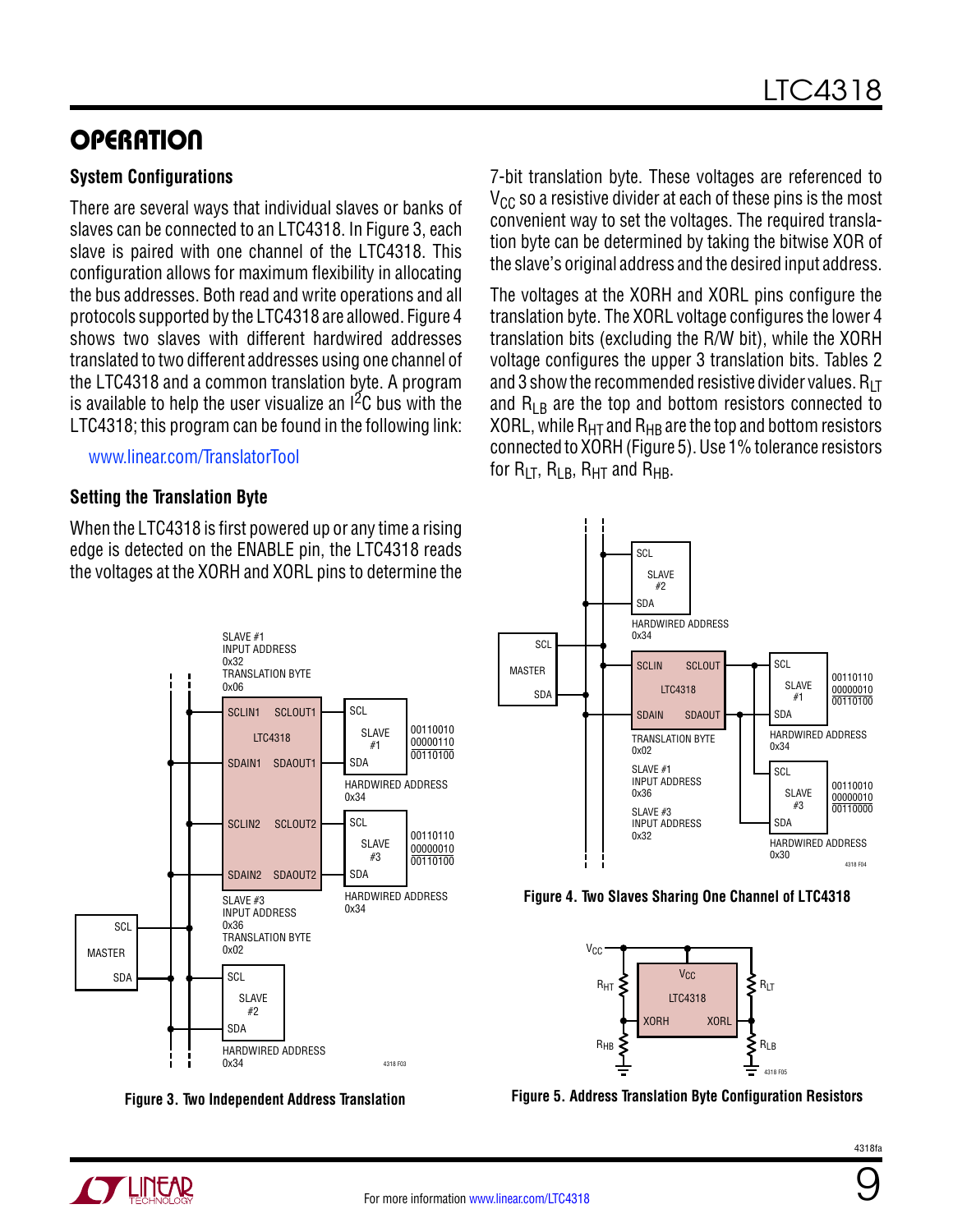## OPERATION

### System Configurations

There are several ways that individual slaves or banks of slaves can be connected to an LTC4318. In Figure 3, each slave is paired with one channel of the LTC4318. This configuration allows for maximum flexibility in allocating the bus addresses. Both read and write operations and all protocols supported by the LTC4318 are allowed. Figure 4 shows two slaves with different hardwired addresses translated to two different addresses using one channel of the LTC4318 and a common translation byte. A program is available to help the user visualize an $I^2C$ bus with the LTC4318; this program can be found in the following link:

www.linear.com/TranslatorTool

### Setting the Translation Byte

When the LTC4318 is first powered up or any time a rising edge is detected on the ENABLE pin, the LTC4318 reads the voltages at the XORH and XORL pins to determine the 7-bit translation byte. These voltages are referenced to $V_{CC}$ so a resistive divider at each of these pins is the most convenient way to set the voltages. The required translation byte can be determined by taking the bitwise XOR of the slave's original address and the desired input address.

The voltages at the XORH and XORL pins configure the translation byte. The XORL voltage configures the lower 4 translation bits (excluding the R/W bit), while the XORH voltage configures the upper 3 translation bits. Tables 2 and 3 show the recommended resistive divider values. $R_{LT}$ and $R_{LB}$ are the top and bottom resistors connected to XORL, while $R_{HT}$ and $R_{HB}$ are the top and bottom resistors connected to XORH (Figure 5). Use 1% tolerance resistors for $R_{LT}$, $R_{LB}$, $R_{HT}$ and $R_{HB}$.

Figure 3. Two Independent Address Translation

Figure 4. Two Slaves Sharing One Channel of LTC4318

Figure 5. Address Translation Byte Configuration Resistors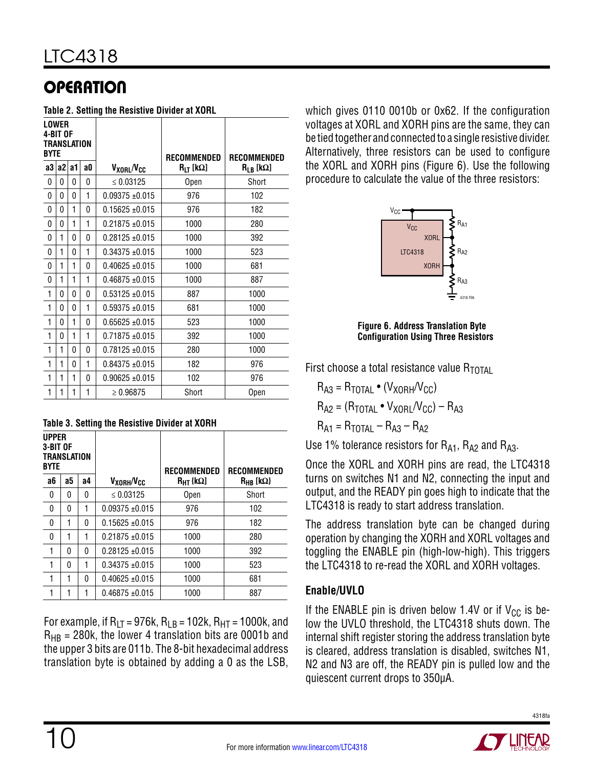## OPERATION

**Table 2. Setting the Resistive Divider at XORL**

| LOWER 4-BIT OF TRANSLATION BYTE | | | | | | |
|---|---|---|---|---|---|---|
| a3 | a2 | a1 | a0 | $V_{XORL}/V_{CC}$ | RECOMMENDED $R_{LT}$ [kΩ] | RECOMMENDED $R_{LB}$ [kΩ] |
| 0 | 0 | 0 | 0 | ≤ 0.03125 | Open | Short |
| 0 | 0 | 0 | 1 | 0.09375 ±0.015 | 976 | 102 |
| 0 | 0 | 1 | 0 | 0.15625 ±0.015 | 976 | 182 |
| 0 | 0 | 1 | 1 | 0.21875 ±0.015 | 1000 | 280 |
| 0 | 1 | 0 | 0 | 0.28125 ±0.015 | 1000 | 392 |
| 0 | 1 | 0 | 1 | 0.34375 ±0.015 | 1000 | 523 |
| 0 | 1 | 1 | 0 | 0.40625 ±0.015 | 1000 | 681 |
| 0 | 1 | 1 | 1 | 0.46875 ±0.015 | 1000 | 887 |
| 1 | 0 | 0 | 0 | 0.53125 ±0.015 | 887 | 1000 |
| 1 | 0 | 0 | 1 | 0.59375 ±0.015 | 681 | 1000 |
| 1 | 0 | 1 | 0 | 0.65625 ±0.015 | 523 | 1000 |
| 1 | 0 | 1 | 1 | 0.71875 ±0.015 | 392 | 1000 |
| 1 | 1 | 0 | 0 | 0.78125 ±0.015 | 280 | 1000 |
| 1 | 1 | 0 | 1 | 0.84375 ±0.015 | 182 | 976 |
| 1 | 1 | 1 | 0 | 0.90625 ±0.015 | 102 | 976 |
| 1 | 1 | 1 | 1 | ≥ 0.96875 | Short | Open |

**Table 3. Setting the Resistive Divider at XORH**

| UPPER 3-BIT OF TRANSLATION BYTE | | | | | |
|---|---|---|---|---|---|
| a6 | a5 | a4 | $V_{XORH}/V_{CC}$ | RECOMMENDED $R_{HT}$ [kΩ] | RECOMMENDED $R_{HB}$ [kΩ] |
| 0 | 0 | 0 | ≤ 0.03125 | Open | Short |
| 0 | 0 | 1 | 0.09375 ±0.015 | 976 | 102 |
| 0 | 1 | 0 | 0.15625 ±0.015 | 976 | 182 |
| 0 | 1 | 1 | 0.21875 ±0.015 | 1000 | 280 |
| 1 | 0 | 0 | 0.28125 ±0.015 | 1000 | 392 |
| 1 | 0 | 1 | 0.34375 ±0.015 | 1000 | 523 |
| 1 | 1 | 0 | 0.40625 ±0.015 | 1000 | 681 |
| 1 | 1 | 1 | 0.46875 ±0.015 | 1000 | 887 |

For example, if $R_{LT}$ = 976k, $R_{LB}$ = 102k, $R_{HT}$ = 1000k, and $R_{HB}$ = 280k, the lower 4 translation bits are 0001b and the upper 3 bits are 011b. The 8-bit hexadecimal address translation byte is obtained by adding a 0 as the LSB, which gives 0110 0010b or 0x62. If the configuration voltages at XORL and XORH pins are the same, they can be tied together and connected to a single resistive divider. Alternatively, three resistors can be used to configure the XORL and XORH pins (Figure 6). Use the following procedure to calculate the value of the three resistors:

**Figure 6. Address Translation Byte Configuration Using Three Resistors**

First choose a total resistance value $R_{TOTAL}$

$$R_{A3} = R_{TOTAL} \bullet (V_{XORH}/V_{CC})$$

$$R_{A2} = (R_{TOTAL} \bullet V_{XORL}/V_{CC}) - R_{A3}$$

$$R_{A1} = R_{TOTAL} - R_{A3} - R_{A2}$$

Use 1% tolerance resistors for $R_{A1}$, $R_{A2}$ and $R_{A3}$.

Once the XORL and XORH pins are read, the LTC4318 turns on switches N1 and N2, connecting the input and output, and the READY pin goes high to indicate that the LTC4318 is ready to start address translation.

The address translation byte can be changed during operation by changing the XORH and XORL voltages and toggling the ENABLE pin (high-low-high). This triggers the LTC4318 to re-read the XORL and XORH voltages.

### Enable/UVLO

If the ENABLE pin is driven below 1.4V or if $V_{CC}$ is below the UVLO threshold, the LTC4318 shuts down. The internal shift register storing the address translation byte is cleared, address translation is disabled, switches N1, N2 and N3 are off, the READY pin is pulled low and the quiescent current drops to 350μA.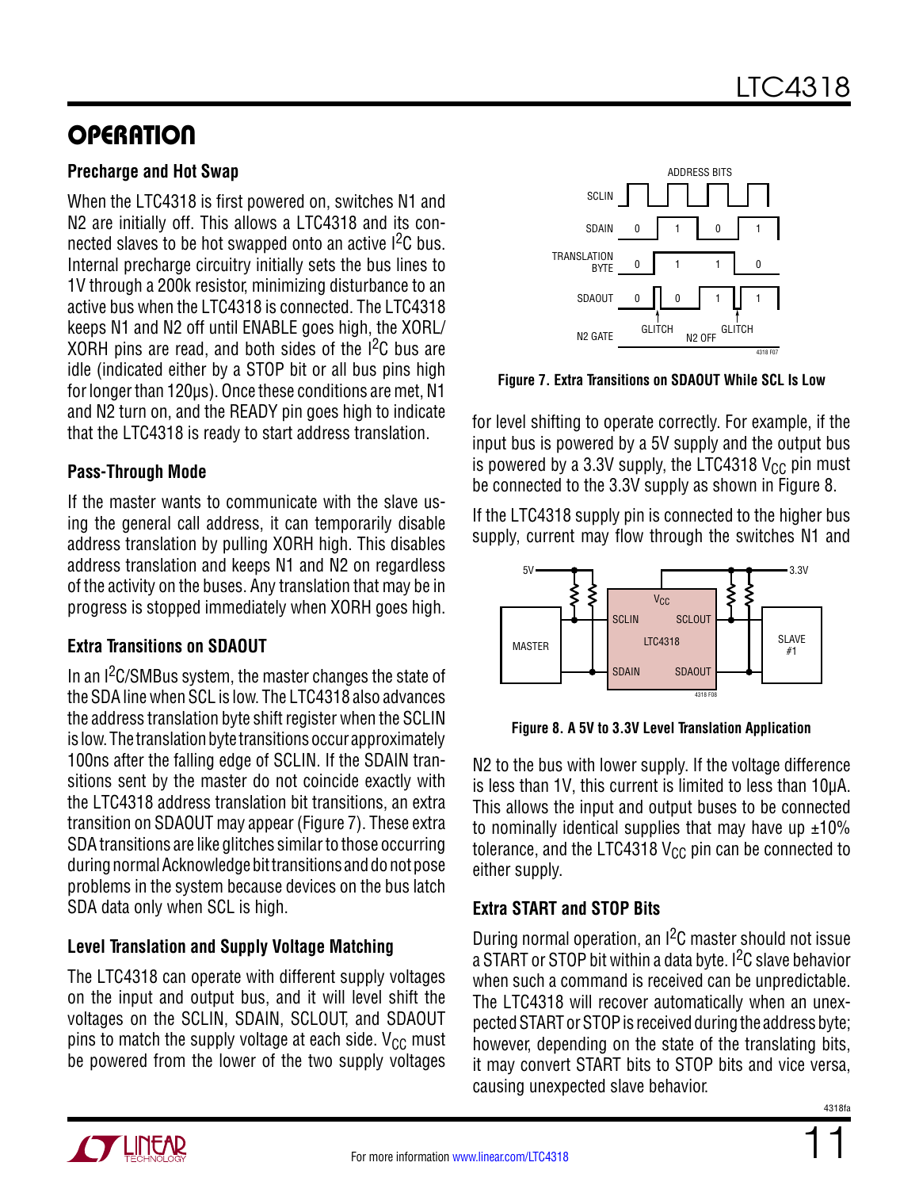## OPERATION

### Precharge and Hot Swap

When the LTC4318 is first powered on, switches N1 and N2 are initially off. This allows a LTC4318 and its connected slaves to be hot swapped onto an active I$^2$C bus. Internal precharge circuitry initially sets the bus lines to 1V through a 200k resistor, minimizing disturbance to an active bus when the LTC4318 is connected. The LTC4318 keeps N1 and N2 off until ENABLE goes high, the XORL/XORH pins are read, and both sides of the I$^2$C bus are idle (indicated either by a STOP bit or all bus pins high for longer than 120µs). Once these conditions are met, N1 and N2 turn on, and the READY pin goes high to indicate that the LTC4318 is ready to start address translation.

### Pass-Through Mode

If the master wants to communicate with the slave using the general call address, it can temporarily disable address translation by pulling XORH high. This disables address translation and keeps N1 and N2 on regardless of the activity on the buses. Any translation that may be in progress is stopped immediately when XORH goes high.

### Extra Transitions on SDAOUT

In an I$^2$C/SMBus system, the master changes the state of the SDA line when SCL is low. The LTC4318 also advances the address translation byte shift register when the SCLIN is low. The translation byte transitions occur approximately 100ns after the falling edge of SCLIN. If the SDAIN transitions sent by the master do not coincide exactly with the LTC4318 address translation bit transitions, an extra transition on SDAOUT may appear (Figure 7). These extra SDA transitions are like glitches similar to those occurring during normal Acknowledge bit transitions and do not pose problems in the system because devices on the bus latch SDA data only when SCL is high.

Figure 7. Extra Transitions on SDAOUT While SCL Is Low

### Level Translation and Supply Voltage Matching

The LTC4318 can operate with different supply voltages on the input and output bus, and it will level shift the voltages on the SCLIN, SDAIN, SCLOUT, and SDAOUT pins to match the supply voltage at each side. $V_{CC}$ must be powered from the lower of the two supply voltages for level shifting to operate correctly. For example, if the input bus is powered by a 5V supply and the output bus is powered by a 3.3V supply, the LTC4318 $V_{CC}$ pin must be connected to the 3.3V supply as shown in Figure 8.

If the LTC4318 supply pin is connected to the higher bus supply, current may flow through the switches N1 and N2 to the bus with lower supply. If the voltage difference is less than 1V, this current is limited to less than 10µA. This allows the input and output buses to be connected to nominally identical supplies that may have up ±10% tolerance, and the LTC4318 $V_{CC}$ pin can be connected to either supply.

Figure 8. A 5V to 3.3V Level Translation Application

### Extra START and STOP Bits

During normal operation, an I$^2$C master should not issue a START or STOP bit within a data byte. I$^2$C slave behavior when such a command is received can be unpredictable. The LTC4318 will recover automatically when an unexpected START or STOP is received during the address byte; however, depending on the state of the translating bits, it may convert START bits to STOP bits and vice versa, causing unexpected slave behavior.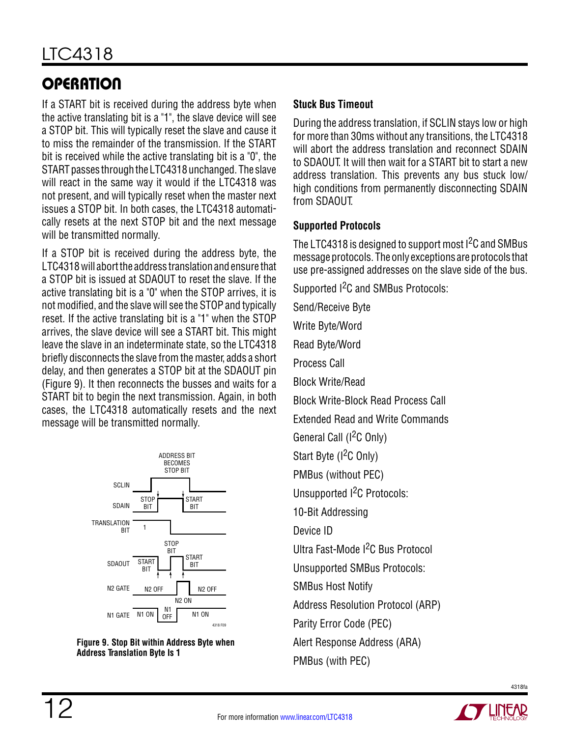## OPERATION

If a START bit is received during the address byte when the active translating bit is a "1", the slave device will see a STOP bit. This will typically reset the slave and cause it to miss the remainder of the transmission. If the START bit is received while the active translating bit is a "0", the START passes through the LTC4318 unchanged. The slave will react in the same way it would if the LTC4318 was not present, and will typically reset when the master next issues a STOP bit. In both cases, the LTC4318 automatically resets at the next STOP bit and the next message will be transmitted normally.

If a STOP bit is received during the address byte, the LTC4318 will abort the address translation and ensure that a STOP bit is issued at SDAOUT to reset the slave. If the active translating bit is a "0" when the STOP arrives, it is not modified, and the slave will see the STOP and typically reset. If the active translating bit is a "1" when the STOP arrives, the slave device will see a START bit. This might leave the slave in an indeterminate state, so the LTC4318 briefly disconnects the slave from the master, adds a short delay, and then generates a STOP bit at the SDAOUT pin (Figure 9). It then reconnects the busses and waits for a START bit to begin the next transmission. Again, in both cases, the LTC4318 automatically resets and the next message will be transmitted normally.

**Figure 9. Stop Bit within Address Byte when Address Translation Byte Is 1**

### Stuck Bus Timeout

During the address translation, if SCLIN stays low or high for more than 30ms without any transitions, the LTC4318 will abort the address translation and reconnect SDAIN to SDAOUT. It will then wait for a START bit to start a new address translation. This prevents any bus stuck low/high conditions from permanently disconnecting SDAIN from SDAOUT.

### Supported Protocols

The LTC4318 is designed to support most I²C and SMBus message protocols. The only exceptions are protocols that use pre-assigned addresses on the slave side of the bus.

Supported I²C and SMBus Protocols:

Send/Receive Byte

Write Byte/Word

Read Byte/Word

Process Call

Block Write/Read

Block Write-Block Read Process Call

Extended Read and Write Commands

General Call (I²C Only)

Start Byte (I²C Only)

PMBus (without PEC)

Unsupported I²C Protocols:

10-Bit Addressing

Device ID

Ultra Fast-Mode I²C Bus Protocol

Unsupported SMBus Protocols:

SMBus Host Notify

Address Resolution Protocol (ARP)

Parity Error Code (PEC)

Alert Response Address (ARA)

PMBus (with PEC)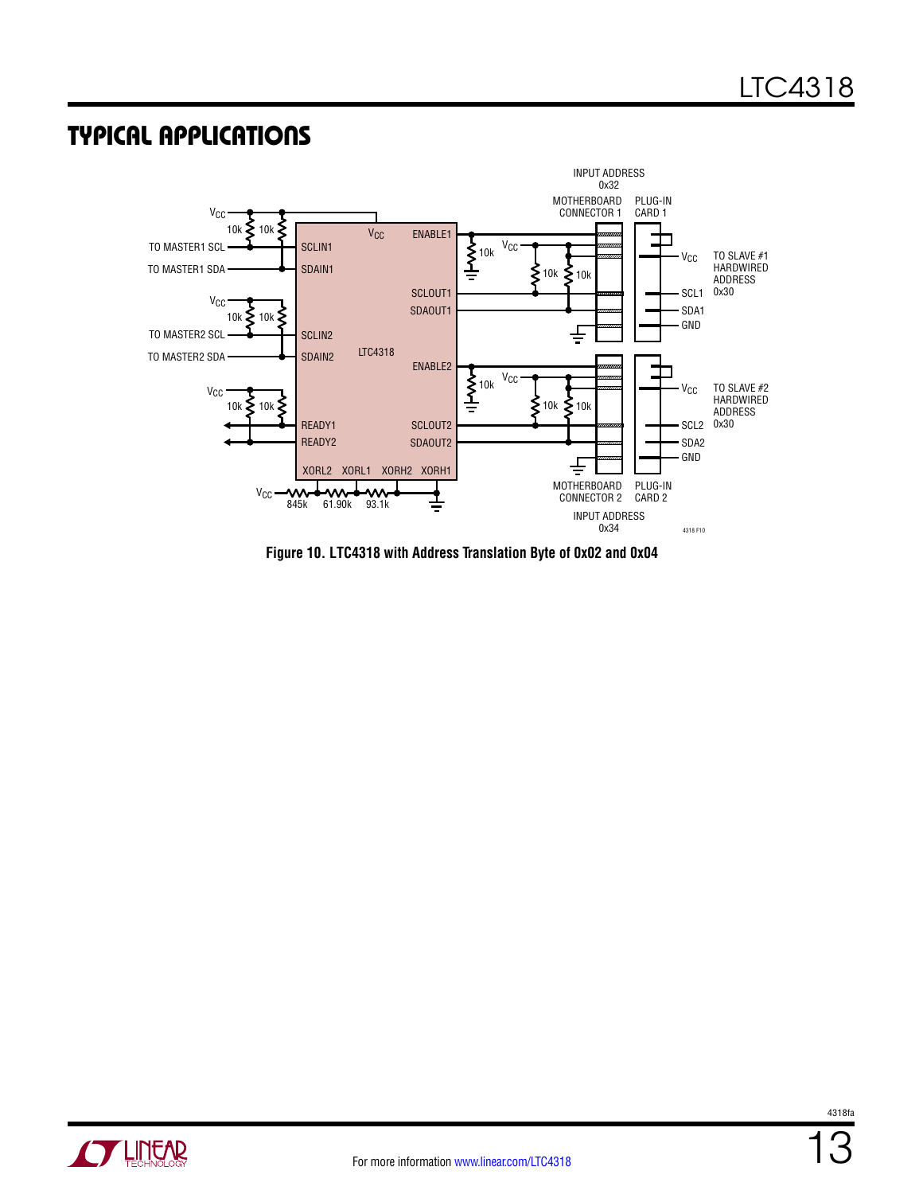## TYPICAL APPLICATIONS

INPUT ADDRESS 0x32

MOTHERBOARD CONNECTOR 1 PLUG-IN CARD 1

TO SLAVE #1 HARDWIRED ADDRESS 0x30

TO SLAVE #2 HARDWIRED ADDRESS 0x30

MOTHERBOARD CONNECTOR 2 PLUG-IN CARD 2

INPUT ADDRESS 0x34

**Figure 10. LTC4318 with Address Translation Byte of 0x02 and 0x04**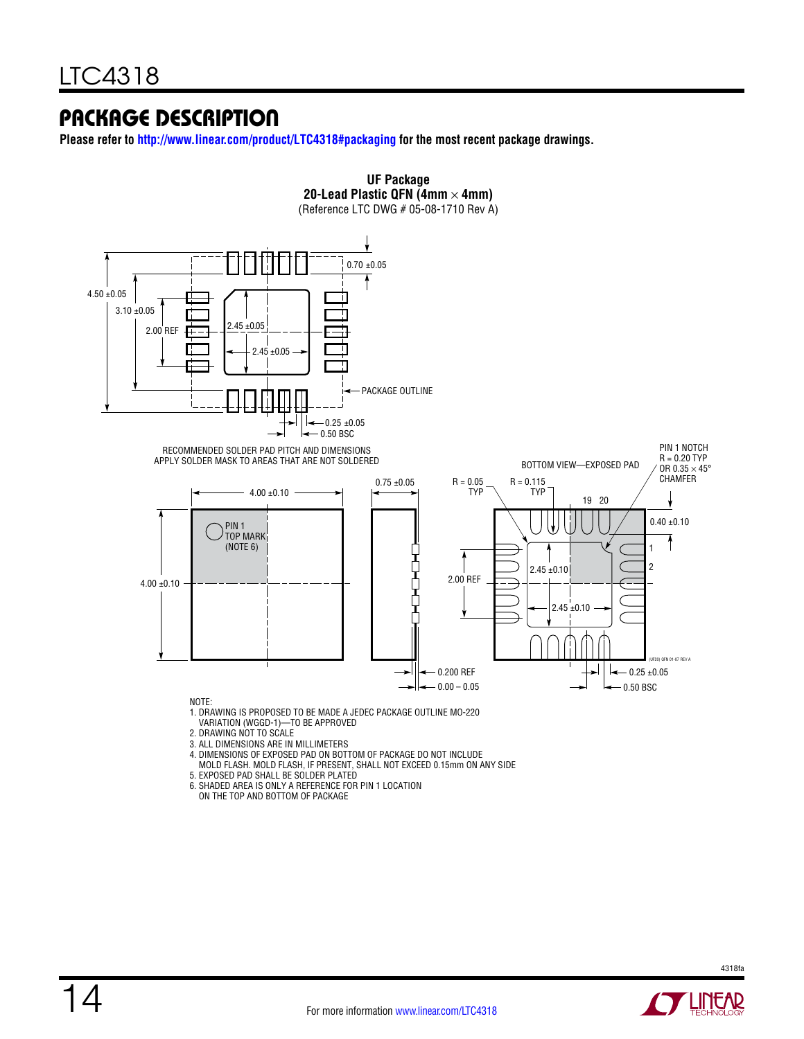## PACKAGE DESCRIPTION

**Please refer to http://www.linear.com/product/LTC4318#packaging for the most recent package drawings.**

**UF Package**
**20-Lead Plastic QFN (4mm × 4mm)**
(Reference LTC DWG # 05-08-1710 Rev A)

4.50 ±0.05
3.10 ±0.05
2.00 REF
2.45 ±0.05
2.45 ±0.05
0.70 ±0.05
PACKAGE OUTLINE
0.25 ±0.05
0.50 BSC

RECOMMENDED SOLDER PAD PITCH AND DIMENSIONS
APPLY SOLDER MASK TO AREAS THAT ARE NOT SOLDERED

4.00 ±0.10
4.00 ±0.10
PIN 1
TOP MARK
(NOTE 6)
0.75 ±0.05
0.200 REF
0.00 – 0.05

BOTTOM VIEW—EXPOSED PAD
R = 0.05
TYP
R = 0.115
TYP
PIN 1 NOTCH
R = 0.20 TYP
OR 0.35 × 45°
CHAMFER
19 20
0.40 ±0.10
1
2
2.00 REF
2.45 ±0.10
2.45 ±0.10
0.25 ±0.05
0.50 BSC

(UF20) QFN 01-07 REV A

NOTE:
1. DRAWING IS PROPOSED TO BE MADE A JEDEC PACKAGE OUTLINE MO-220 VARIATION (WGGD-1)—TO BE APPROVED
2. DRAWING NOT TO SCALE
3. ALL DIMENSIONS ARE IN MILLIMETERS
4. DIMENSIONS OF EXPOSED PAD ON BOTTOM OF PACKAGE DO NOT INCLUDE MOLD FLASH. MOLD FLASH, IF PRESENT, SHALL NOT EXCEED 0.15mm ON ANY SIDE
5. EXPOSED PAD SHALL BE SOLDER PLATED
6. SHADED AREA IS ONLY A REFERENCE FOR PIN 1 LOCATION ON THE TOP AND BOTTOM OF PACKAGE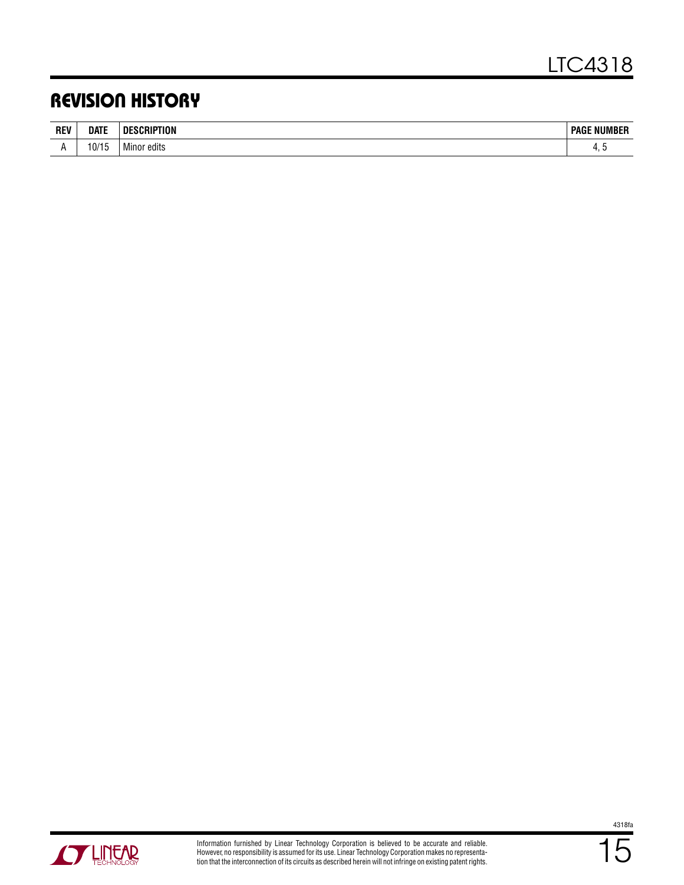## REVISION HISTORY

| REV | DATE | DESCRIPTION | PAGE NUMBER |
|---|---|---|---|
| A | 10/15 | Minor edits | 4, 5 |

Information furnished by Linear Technology Corporation is believed to be accurate and reliable. However, no responsibility is assumed for its use. Linear Technology Corporation makes no representation that the interconnection of its circuits as described herein will not infringe on existing patent rights.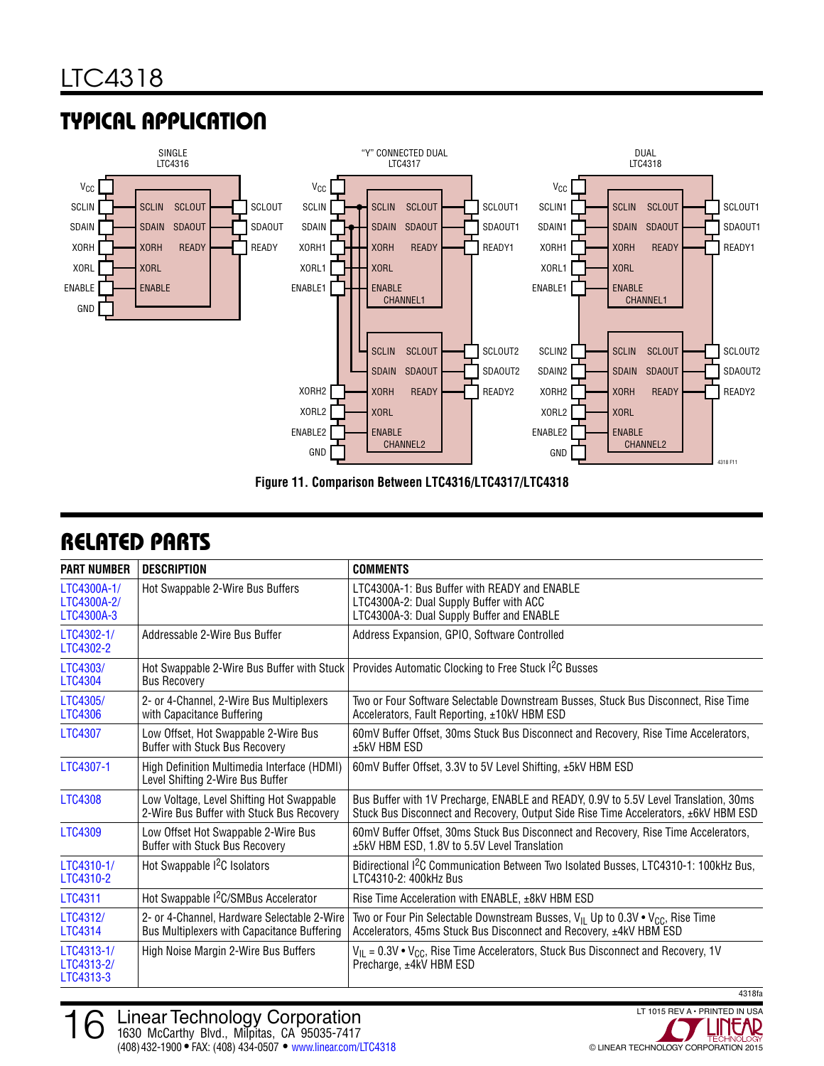## TYPICAL APPLICATION

SINGLE
LTC4316

"Y" CONNECTED DUAL
LTC4317

DUAL
LTC4318

VCC
SCLIN
SDAIN
XORH
XORL
ENABLE
GND
SCLIN SCLOUT
SDAIN SDAOUT
XORH READY
XORL
ENABLE
SCLOUT
SDAOUT
READY

VCC
SCLIN
SDAIN
XORH1
XORL1
ENABLE1
SCLIN SCLOUT
SDAIN SDAOUT
XORH READY
XORL
ENABLE
CHANNEL1
SCLOUT1
SDAOUT1
READY1
SCLIN SCLOUT
SDAIN SDAOUT
XORH READY
XORL
ENABLE
CHANNEL2
SCLOUT2
SDAOUT2
READY2
XORH2
XORL2
ENABLE2
GND

VCC
SCLIN1
SDAIN1
XORH1
XORL1
ENABLE1
SCLIN SCLOUT
SDAIN SDAOUT
XORH READY
XORL
ENABLE
CHANNEL1
SCLOUT1
SDAOUT1
READY1
SCLIN2
SDAIN2
XORH2
XORL2
ENABLE2
GND
SCLIN SCLOUT
SDAIN SDAOUT
XORH READY
XORL
ENABLE
CHANNEL2
SCLOUT2
SDAOUT2
READY2

4318 F11

**Figure 11. Comparison Between LTC4316/LTC4317/LTC4318**

## RELATED PARTS

| PART NUMBER | DESCRIPTION | COMMENTS |
|---|---|---|
| LTC4300A-1/ LTC4300A-2/ LTC4300A-3 | Hot Swappable 2-Wire Bus Buffers | LTC4300A-1: Bus Buffer with READY and ENABLE<br>LTC4300A-2: Dual Supply Buffer with ACC<br>LTC4300A-3: Dual Supply Buffer and ENABLE |
| LTC4302-1/ LTC4302-2 | Addressable 2-Wire Bus Buffer | Address Expansion, GPIO, Software Controlled |
| LTC4303/ LTC4304 | Hot Swappable 2-Wire Bus Buffer with Stuck Bus Recovery | Provides Automatic Clocking to Free Stuck I²C Busses |
| LTC4305/ LTC4306 | 2- or 4-Channel, 2-Wire Bus Multiplexers with Capacitance Buffering | Two or Four Software Selectable Downstream Busses, Stuck Bus Disconnect, Rise Time Accelerators, Fault Reporting, ±10kV HBM ESD |
| LTC4307 | Low Offset, Hot Swappable 2-Wire Bus Buffer with Stuck Bus Recovery | 60mV Buffer Offset, 30ms Stuck Bus Disconnect and Recovery, Rise Time Accelerators, ±5kV HBM ESD |
| LTC4307-1 | High Definition Multimedia Interface (HDMI) Level Shifting 2-Wire Bus Buffer | 60mV Buffer Offset, 3.3V to 5V Level Shifting, ±5kV HBM ESD |
| LTC4308 | Low Voltage, Level Shifting Hot Swappable 2-Wire Bus Buffer with Stuck Bus Recovery | Bus Buffer with 1V Precharge, ENABLE and READY, 0.9V to 5.5V Level Translation, 30ms Stuck Bus Disconnect and Recovery, Output Side Rise Time Accelerators, ±6kV HBM ESD |
| LTC4309 | Low Offset Hot Swappable 2-Wire Bus Buffer with Stuck Bus Recovery | 60mV Buffer Offset, 30ms Stuck Bus Disconnect and Recovery, Rise Time Accelerators, ±5kV HBM ESD, 1.8V to 5.5V Level Translation |
| LTC4310-1/ LTC4310-2 | Hot Swappable I²C Isolators | Bidirectional I²C Communication Between Two Isolated Busses, LTC4310-1: 100kHz Bus, LTC4310-2: 400kHz Bus |
| LTC4311 | Hot Swappable I²C/SMBus Accelerator | Rise Time Acceleration with ENABLE, ±8kV HBM ESD |
| LTC4312/ LTC4314 | 2- or 4-Channel, Hardware Selectable 2-Wire Bus Multiplexers with Capacitance Buffering | Two or Four Pin Selectable Downstream Busses, $V_{IL}$ Up to 0.3V • $V_{CC}$, Rise Time Accelerators, 45ms Stuck Bus Disconnect and Recovery, ±4kV HBM ESD |
| LTC4313-1/ LTC4313-2/ LTC4313-3 | High Noise Margin 2-Wire Bus Buffers | $V_{IL}$ = 0.3V • $V_{CC}$, Rise Time Accelerators, Stuck Bus Disconnect and Recovery, 1V Precharge, ±4kV HBM ESD |

Linear Technology Corporation
1630 McCarthy Blvd., Milpitas, CA 95035-7417
(408) 432-1900 • FAX: (408) 434-0507 • www.linear.com/LTC4318

LT 1015 REV A • PRINTED IN USA
© LINEAR TECHNOLOGY CORPORATION 2015